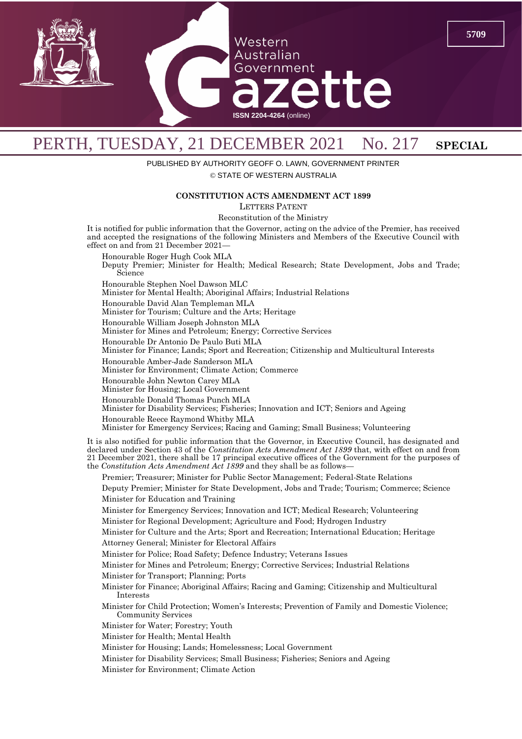# PERTH, TUESDAY, 21 DECEMBER 2021 No. 217 SPECIAL

PUBLISHED BY AUTHORITY GEOFF O. LAWN, GOVERNMENT PRINTER

© STATE OF WESTERN AUSTRALIA

## CONSTITUTION ACTS AMENDMENT ACT 1899

LETTERS PATENT

Reconstitution of the Ministry

It is notified for public information that the Governor, acting on the advice of the Premier, has received and accepted the resignations of the following Ministers and Members of the Executive Council with effect on and from 21 December 2021—

Honourable Roger Hugh Cook MLA
Deputy Premier; Minister for Health; Medical Research; State Development, Jobs and Trade; Science

Honourable Stephen Noel Dawson MLC
Minister for Mental Health; Aboriginal Affairs; Industrial Relations

Honourable David Alan Templeman MLA
Minister for Tourism; Culture and the Arts; Heritage

Honourable William Joseph Johnston MLA
Minister for Mines and Petroleum; Energy; Corrective Services

Honourable Dr Antonio De Paulo Buti MLA
Minister for Finance; Lands; Sport and Recreation; Citizenship and Multicultural Interests

Honourable Amber-Jade Sanderson MLA
Minister for Environment; Climate Action; Commerce

Honourable John Newton Carey MLA
Minister for Housing; Local Government

Honourable Donald Thomas Punch MLA
Minister for Disability Services; Fisheries; Innovation and ICT; Seniors and Ageing

Honourable Reece Raymond Whitby MLA
Minister for Emergency Services; Racing and Gaming; Small Business; Volunteering

It is also notified for public information that the Governor, in Executive Council, has designated and declared under Section 43 of the *Constitution Acts Amendment Act 1899* that, with effect on and from 21 December 2021, there shall be 17 principal executive offices of the Government for the purposes of the *Constitution Acts Amendment Act 1899* and they shall be as follows—

Premier; Treasurer; Minister for Public Sector Management; Federal-State Relations

Deputy Premier; Minister for State Development, Jobs and Trade; Tourism; Commerce; Science

Minister for Education and Training

Minister for Emergency Services; Innovation and ICT; Medical Research; Volunteering

Minister for Regional Development; Agriculture and Food; Hydrogen Industry

Minister for Culture and the Arts; Sport and Recreation; International Education; Heritage

Attorney General; Minister for Electoral Affairs

Minister for Police; Road Safety; Defence Industry; Veterans Issues

Minister for Mines and Petroleum; Energy; Corrective Services; Industrial Relations

Minister for Transport; Planning; Ports

Minister for Finance; Aboriginal Affairs; Racing and Gaming; Citizenship and Multicultural Interests

Minister for Child Protection; Women's Interests; Prevention of Family and Domestic Violence; Community Services

Minister for Water; Forestry; Youth

Minister for Health; Mental Health

Minister for Housing; Lands; Homelessness; Local Government

Minister for Disability Services; Small Business; Fisheries; Seniors and Ageing

Minister for Environment; Climate Action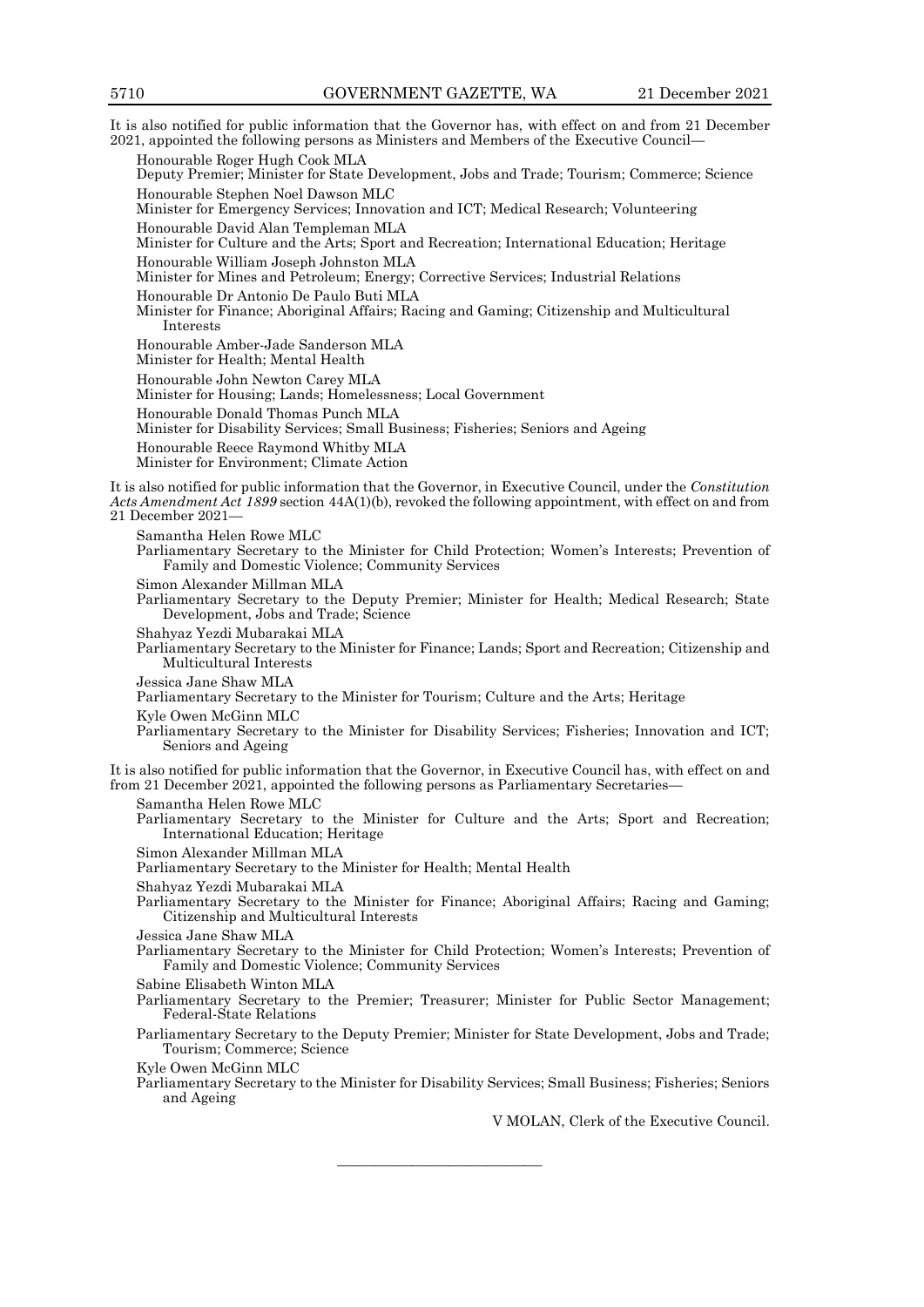It is also notified for public information that the Governor has, with effect on and from 21 December 2021, appointed the following persons as Ministers and Members of the Executive Council—

Honourable Roger Hugh Cook MLA
Deputy Premier; Minister for State Development, Jobs and Trade; Tourism; Commerce; Science

Honourable Stephen Noel Dawson MLC
Minister for Emergency Services; Innovation and ICT; Medical Research; Volunteering

Honourable David Alan Templeman MLA
Minister for Culture and the Arts; Sport and Recreation; International Education; Heritage

Honourable William Joseph Johnston MLA
Minister for Mines and Petroleum; Energy; Corrective Services; Industrial Relations

Honourable Dr Antonio De Paulo Buti MLA
Minister for Finance; Aboriginal Affairs; Racing and Gaming; Citizenship and Multicultural Interests

Honourable Amber-Jade Sanderson MLA
Minister for Health; Mental Health

Honourable John Newton Carey MLA
Minister for Housing; Lands; Homelessness; Local Government

Honourable Donald Thomas Punch MLA
Minister for Disability Services; Small Business; Fisheries; Seniors and Ageing

Honourable Reece Raymond Whitby MLA
Minister for Environment; Climate Action

It is also notified for public information that the Governor, in Executive Council, under the *Constitution Acts Amendment Act 1899* section 44A(1)(b), revoked the following appointment, with effect on and from 21 December 2021—

Samantha Helen Rowe MLC
Parliamentary Secretary to the Minister for Child Protection; Women's Interests; Prevention of Family and Domestic Violence; Community Services

Simon Alexander Millman MLA
Parliamentary Secretary to the Deputy Premier; Minister for Health; Medical Research; State Development, Jobs and Trade; Science

Shahyaz Yezdi Mubarakai MLA
Parliamentary Secretary to the Minister for Finance; Lands; Sport and Recreation; Citizenship and Multicultural Interests

Jessica Jane Shaw MLA
Parliamentary Secretary to the Minister for Tourism; Culture and the Arts; Heritage

Kyle Owen McGinn MLC
Parliamentary Secretary to the Minister for Disability Services; Fisheries; Innovation and ICT; Seniors and Ageing

It is also notified for public information that the Governor, in Executive Council has, with effect on and from 21 December 2021, appointed the following persons as Parliamentary Secretaries—

Samantha Helen Rowe MLC
Parliamentary Secretary to the Minister for Culture and the Arts; Sport and Recreation; International Education; Heritage

Simon Alexander Millman MLA
Parliamentary Secretary to the Minister for Health; Mental Health

Shahyaz Yezdi Mubarakai MLA
Parliamentary Secretary to the Minister for Finance; Aboriginal Affairs; Racing and Gaming; Citizenship and Multicultural Interests

Jessica Jane Shaw MLA
Parliamentary Secretary to the Minister for Child Protection; Women's Interests; Prevention of Family and Domestic Violence; Community Services

Sabine Elisabeth Winton MLA
Parliamentary Secretary to the Premier; Treasurer; Minister for Public Sector Management; Federal-State Relations

Parliamentary Secretary to the Deputy Premier; Minister for State Development, Jobs and Trade; Tourism; Commerce; Science

Kyle Owen McGinn MLC
Parliamentary Secretary to the Minister for Disability Services; Small Business; Fisheries; Seniors and Ageing

V MOLAN, Clerk of the Executive Council.

---